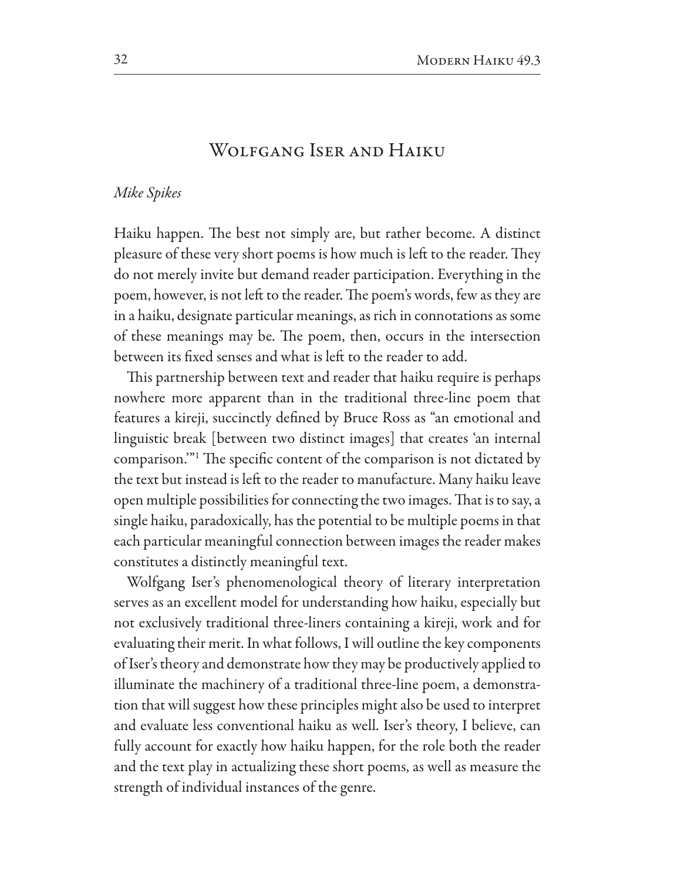# Wolfgang Iser and Haiku

*Mike Spikes*

Haiku happen. The best not simply are, but rather become. A distinct pleasure of these very short poems is how much is left to the reader. They do not merely invite but demand reader participation. Everything in the poem, however, is not left to the reader. The poem's words, few as they are in a haiku, designate particular meanings, as rich in connotations as some of these meanings may be. The poem, then, occurs in the intersection between its fixed senses and what is left to the reader to add.

This partnership between text and reader that haiku require is perhaps nowhere more apparent than in the traditional three-line poem that features a kireji, succinctly defined by Bruce Ross as "an emotional and linguistic break [between two distinct images] that creates 'an internal comparison.'"[1] The specific content of the comparison is not dictated by the text but instead is left to the reader to manufacture. Many haiku leave open multiple possibilities for connecting the two images. That is to say, a single haiku, paradoxically, has the potential to be multiple poems in that each particular meaningful connection between images the reader makes constitutes a distinctly meaningful text.

Wolfgang Iser's phenomenological theory of literary interpretation serves as an excellent model for understanding how haiku, especially but not exclusively traditional three-liners containing a kireji, work and for evaluating their merit. In what follows, I will outline the key components of Iser's theory and demonstrate how they may be productively applied to illuminate the machinery of a traditional three-line poem, a demonstration that will suggest how these principles might also be used to interpret and evaluate less conventional haiku as well. Iser's theory, I believe, can fully account for exactly how haiku happen, for the role both the reader and the text play in actualizing these short poems, as well as measure the strength of individual instances of the genre.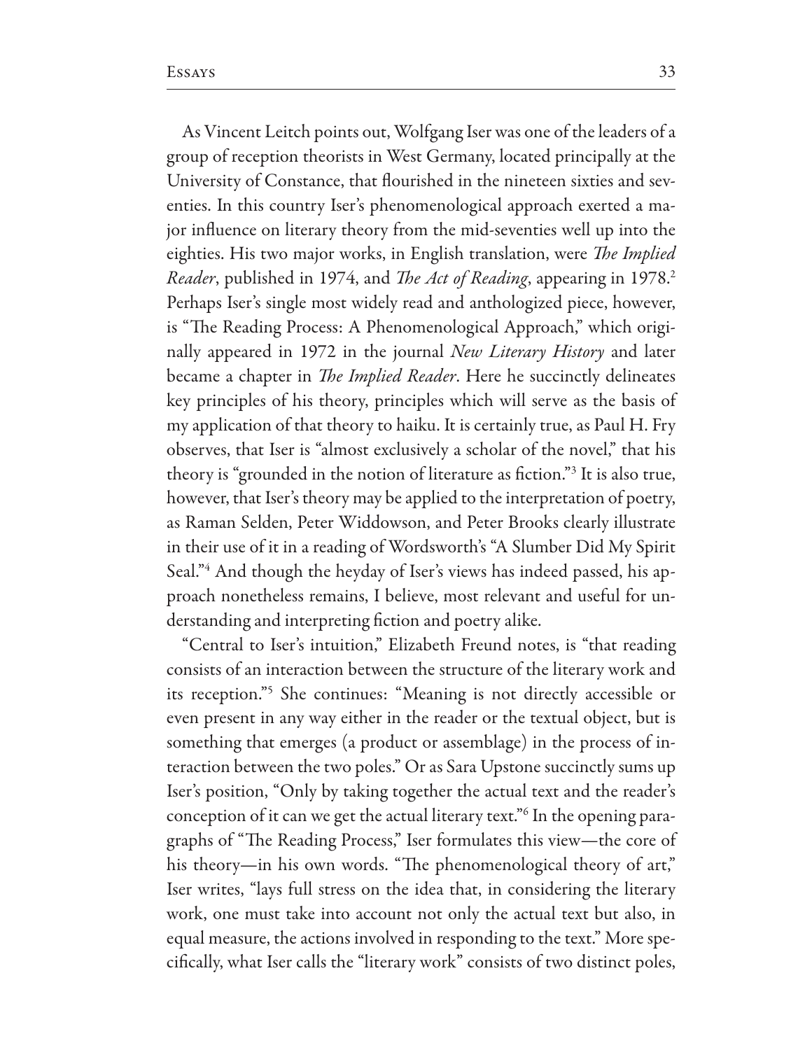As Vincent Leitch points out, Wolfgang Iser was one of the leaders of a group of reception theorists in West Germany, located principally at the University of Constance, that flourished in the nineteen sixties and seventies. In this country Iser's phenomenological approach exerted a major influence on literary theory from the mid-seventies well up into the eighties. His two major works, in English translation, were *The Implied Reader*, published in 1974, and *The Act of Reading*, appearing in 1978.[2] Perhaps Iser's single most widely read and anthologized piece, however, is "The Reading Process: A Phenomenological Approach," which originally appeared in 1972 in the journal *New Literary History* and later became a chapter in *The Implied Reader*. Here he succinctly delineates key principles of his theory, principles which will serve as the basis of my application of that theory to haiku. It is certainly true, as Paul H. Fry observes, that Iser is "almost exclusively a scholar of the novel," that his theory is "grounded in the notion of literature as fiction."[3] It is also true, however, that Iser's theory may be applied to the interpretation of poetry, as Raman Selden, Peter Widdowson, and Peter Brooks clearly illustrate in their use of it in a reading of Wordsworth's "A Slumber Did My Spirit Seal."[4] And though the heyday of Iser's views has indeed passed, his approach nonetheless remains, I believe, most relevant and useful for understanding and interpreting fiction and poetry alike.

"Central to Iser's intuition," Elizabeth Freund notes, is "that reading consists of an interaction between the structure of the literary work and its reception."[5] She continues: "Meaning is not directly accessible or even present in any way either in the reader or the textual object, but is something that emerges (a product or assemblage) in the process of interaction between the two poles." Or as Sara Upstone succinctly sums up Iser's position, "Only by taking together the actual text and the reader's conception of it can we get the actual literary text."[6] In the opening paragraphs of "The Reading Process," Iser formulates this view—the core of his theory—in his own words. "The phenomenological theory of art," Iser writes, "lays full stress on the idea that, in considering the literary work, one must take into account not only the actual text but also, in equal measure, the actions involved in responding to the text." More specifically, what Iser calls the "literary work" consists of two distinct poles,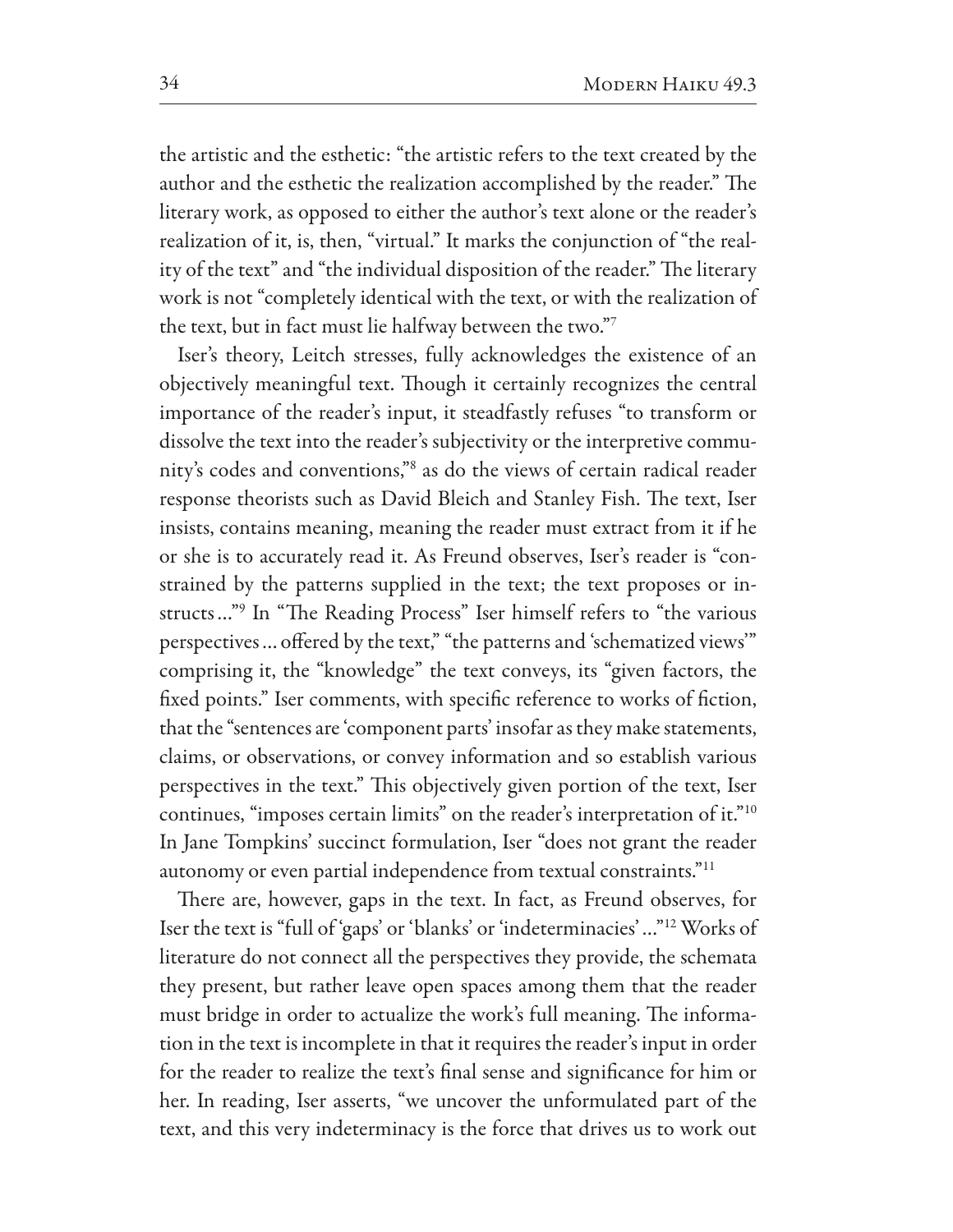the artistic and the esthetic: "the artistic refers to the text created by the author and the esthetic the realization accomplished by the reader." The literary work, as opposed to either the author's text alone or the reader's realization of it, is, then, "virtual." It marks the conjunction of "the reality of the text" and "the individual disposition of the reader." The literary work is not "completely identical with the text, or with the realization of the text, but in fact must lie halfway between the two."[7]

Iser's theory, Leitch stresses, fully acknowledges the existence of an objectively meaningful text. Though it certainly recognizes the central importance of the reader's input, it steadfastly refuses "to transform or dissolve the text into the reader's subjectivity or the interpretive community's codes and conventions,"[8] as do the views of certain radical reader response theorists such as David Bleich and Stanley Fish. The text, Iser insists, contains meaning, meaning the reader must extract from it if he or she is to accurately read it. As Freund observes, Iser's reader is "constrained by the patterns supplied in the text; the text proposes or instructs …"[9] In "The Reading Process" Iser himself refers to "the various perspectives … offered by the text," "the patterns and 'schematized views'" comprising it, the "knowledge" the text conveys, its "given factors, the fixed points." Iser comments, with specific reference to works of fiction, that the "sentences are 'component parts' insofar as they make statements, claims, or observations, or convey information and so establish various perspectives in the text." This objectively given portion of the text, Iser continues, "imposes certain limits" on the reader's interpretation of it."[10] In Jane Tompkins' succinct formulation, Iser "does not grant the reader autonomy or even partial independence from textual constraints."[11]

There are, however, gaps in the text. In fact, as Freund observes, for Iser the text is "full of 'gaps' or 'blanks' or 'indeterminacies' …"[12] Works of literature do not connect all the perspectives they provide, the schemata they present, but rather leave open spaces among them that the reader must bridge in order to actualize the work's full meaning. The information in the text is incomplete in that it requires the reader's input in order for the reader to realize the text's final sense and significance for him or her. In reading, Iser asserts, "we uncover the unformulated part of the text, and this very indeterminacy is the force that drives us to work out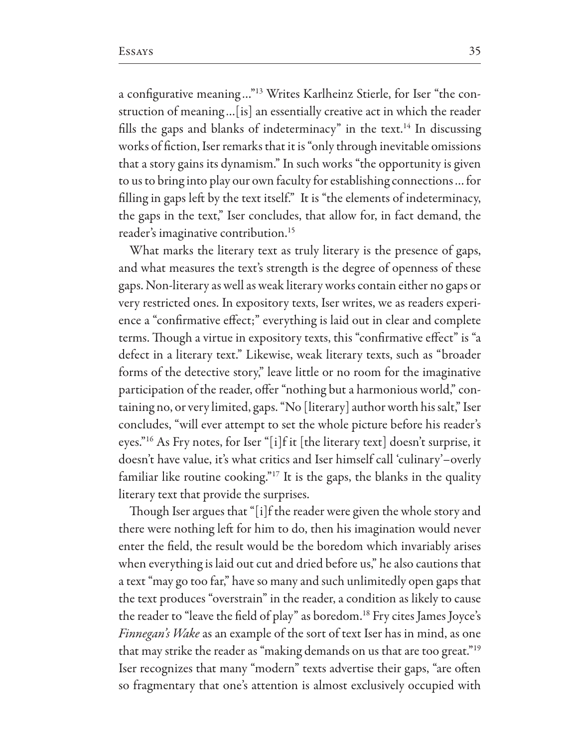a configurative meaning…"[13] Writes Karlheinz Stierle, for Iser "the construction of meaning…[is] an essentially creative act in which the reader fills the gaps and blanks of indeterminacy" in the text.[14] In discussing works of fiction, Iser remarks that it is "only through inevitable omissions that a story gains its dynamism." In such works "the opportunity is given to us to bring into play our own faculty for establishing connections … for filling in gaps left by the text itself." It is "the elements of indeterminacy, the gaps in the text," Iser concludes, that allow for, in fact demand, the reader's imaginative contribution.[15]

What marks the literary text as truly literary is the presence of gaps, and what measures the text's strength is the degree of openness of these gaps. Non-literary as well as weak literary works contain either no gaps or very restricted ones. In expository texts, Iser writes, we as readers experience a "confirmative effect;" everything is laid out in clear and complete terms. Though a virtue in expository texts, this "confirmative effect" is "a defect in a literary text." Likewise, weak literary texts, such as "broader forms of the detective story," leave little or no room for the imaginative participation of the reader, offer "nothing but a harmonious world," containing no, or very limited, gaps. "No [literary] author worth his salt," Iser concludes, "will ever attempt to set the whole picture before his reader's eyes."[16] As Fry notes, for Iser "[i]f it [the literary text] doesn't surprise, it doesn't have value, it's what critics and Iser himself call 'culinary'–overly familiar like routine cooking."[17] It is the gaps, the blanks in the quality literary text that provide the surprises.

Though Iser argues that "[i]f the reader were given the whole story and there were nothing left for him to do, then his imagination would never enter the field, the result would be the boredom which invariably arises when everything is laid out cut and dried before us," he also cautions that a text "may go too far," have so many and such unlimitedly open gaps that the text produces "overstrain" in the reader, a condition as likely to cause the reader to "leave the field of play" as boredom.[18] Fry cites James Joyce's *Finnegan's Wake* as an example of the sort of text Iser has in mind, as one that may strike the reader as "making demands on us that are too great."[19] Iser recognizes that many "modern" texts advertise their gaps, "are often so fragmentary that one's attention is almost exclusively occupied with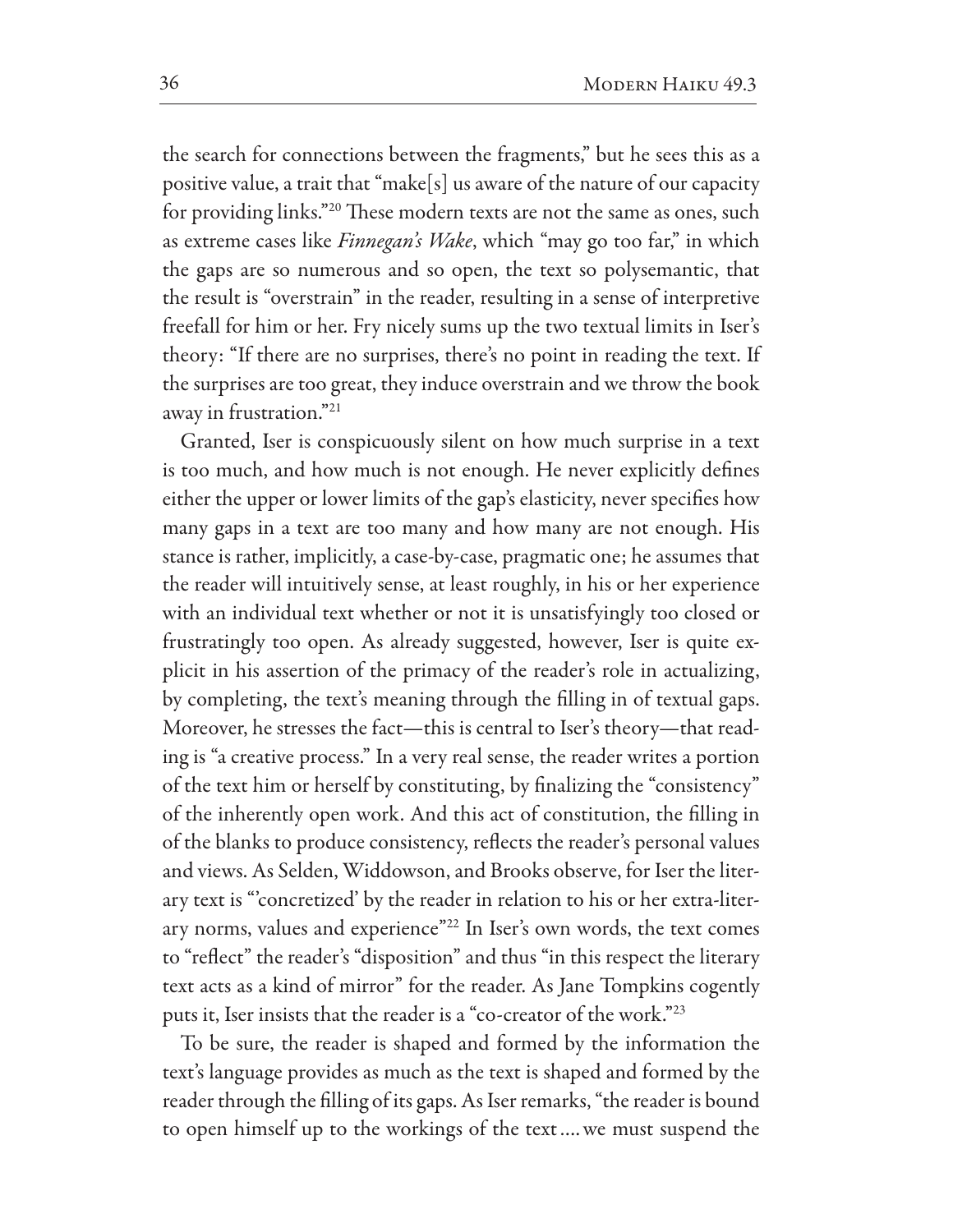the search for connections between the fragments," but he sees this as a positive value, a trait that "make[s] us aware of the nature of our capacity for providing links."[20] These modern texts are not the same as ones, such as extreme cases like *Finnegan's Wake*, which "may go too far," in which the gaps are so numerous and so open, the text so polysemantic, that the result is "overstrain" in the reader, resulting in a sense of interpretive freefall for him or her. Fry nicely sums up the two textual limits in Iser's theory: "If there are no surprises, there's no point in reading the text. If the surprises are too great, they induce overstrain and we throw the book away in frustration."[21]

Granted, Iser is conspicuously silent on how much surprise in a text is too much, and how much is not enough. He never explicitly defines either the upper or lower limits of the gap's elasticity, never specifies how many gaps in a text are too many and how many are not enough. His stance is rather, implicitly, a case-by-case, pragmatic one; he assumes that the reader will intuitively sense, at least roughly, in his or her experience with an individual text whether or not it is unsatisfyingly too closed or frustratingly too open. As already suggested, however, Iser is quite explicit in his assertion of the primacy of the reader's role in actualizing, by completing, the text's meaning through the filling in of textual gaps. Moreover, he stresses the fact—this is central to Iser's theory—that reading is "a creative process." In a very real sense, the reader writes a portion of the text him or herself by constituting, by finalizing the "consistency" of the inherently open work. And this act of constitution, the filling in of the blanks to produce consistency, reflects the reader's personal values and views. As Selden, Widdowson, and Brooks observe, for Iser the literary text is "'concretized' by the reader in relation to his or her extra-literary norms, values and experience"[22] In Iser's own words, the text comes to "reflect" the reader's "disposition" and thus "in this respect the literary text acts as a kind of mirror" for the reader. As Jane Tompkins cogently puts it, Iser insists that the reader is a "co-creator of the work."[23]

To be sure, the reader is shaped and formed by the information the text's language provides as much as the text is shaped and formed by the reader through the filling of its gaps. As Iser remarks, "the reader is bound to open himself up to the workings of the text…. we must suspend the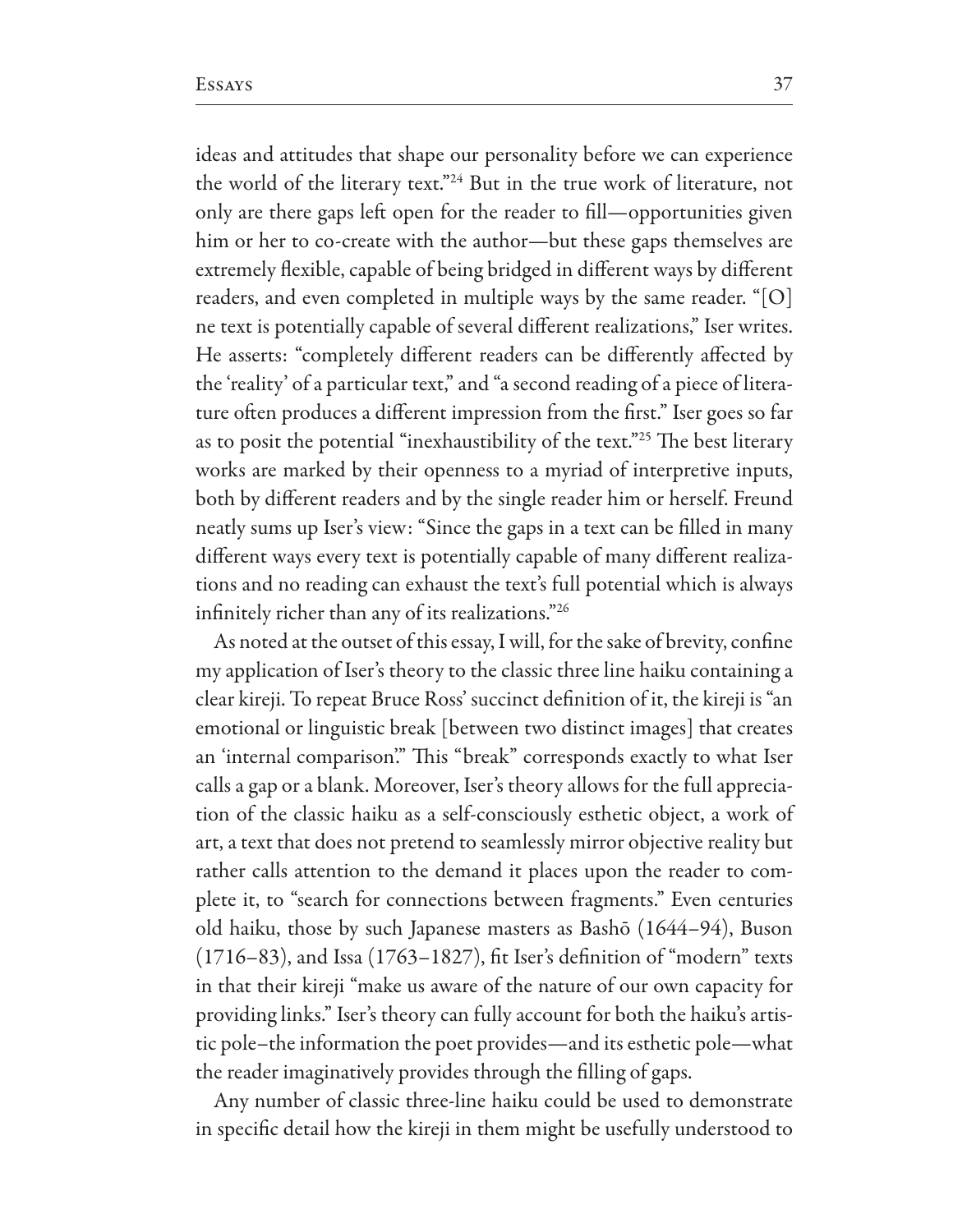ideas and attitudes that shape our personality before we can experience the world of the literary text."[24] But in the true work of literature, not only are there gaps left open for the reader to fill—opportunities given him or her to co-create with the author—but these gaps themselves are extremely flexible, capable of being bridged in different ways by different readers, and even completed in multiple ways by the same reader. "[O]ne text is potentially capable of several different realizations," Iser writes. He asserts: "completely different readers can be differently affected by the 'reality' of a particular text," and "a second reading of a piece of literature often produces a different impression from the first." Iser goes so far as to posit the potential "inexhaustibility of the text."[25] The best literary works are marked by their openness to a myriad of interpretive inputs, both by different readers and by the single reader him or herself. Freund neatly sums up Iser's view: "Since the gaps in a text can be filled in many different ways every text is potentially capable of many different realizations and no reading can exhaust the text's full potential which is always infinitely richer than any of its realizations."[26]

As noted at the outset of this essay, I will, for the sake of brevity, confine my application of Iser's theory to the classic three line haiku containing a clear kireji. To repeat Bruce Ross' succinct definition of it, the kireji is "an emotional or linguistic break [between two distinct images] that creates an 'internal comparison.'" This "break" corresponds exactly to what Iser calls a gap or a blank. Moreover, Iser's theory allows for the full appreciation of the classic haiku as a self-consciously esthetic object, a work of art, a text that does not pretend to seamlessly mirror objective reality but rather calls attention to the demand it places upon the reader to complete it, to "search for connections between fragments." Even centuries old haiku, those by such Japanese masters as Bashō (1644–94), Buson (1716–83), and Issa (1763–1827), fit Iser's definition of "modern" texts in that their kireji "make us aware of the nature of our own capacity for providing links." Iser's theory can fully account for both the haiku's artistic pole–the information the poet provides—and its esthetic pole—what the reader imaginatively provides through the filling of gaps.

Any number of classic three-line haiku could be used to demonstrate in specific detail how the kireji in them might be usefully understood to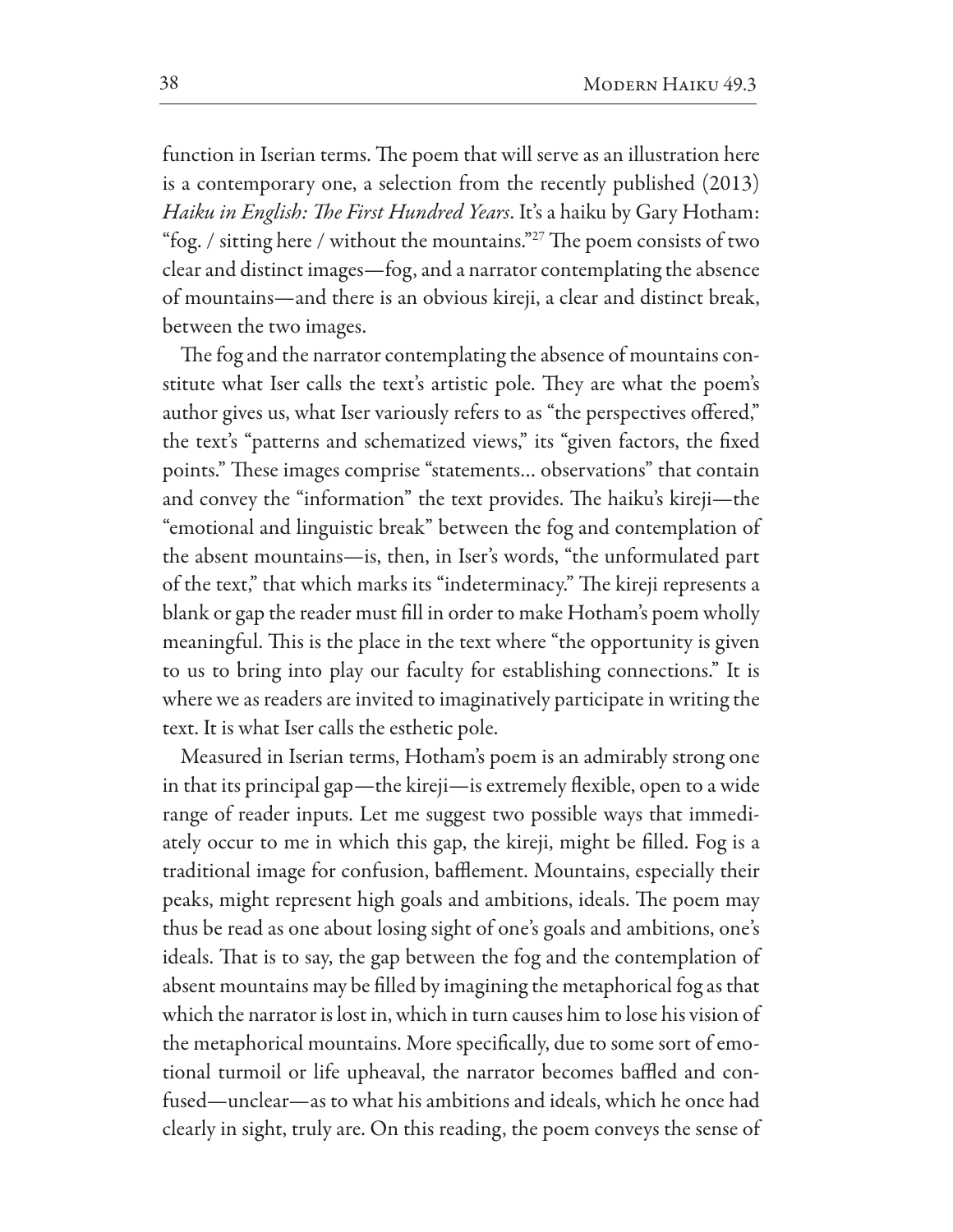function in Iserian terms. The poem that will serve as an illustration here is a contemporary one, a selection from the recently published (2013) *Haiku in English: The First Hundred Years*. It's a haiku by Gary Hotham: "fog. / sitting here / without the mountains."[27] The poem consists of two clear and distinct images—fog, and a narrator contemplating the absence of mountains—and there is an obvious kireji, a clear and distinct break, between the two images.

The fog and the narrator contemplating the absence of mountains constitute what Iser calls the text's artistic pole. They are what the poem's author gives us, what Iser variously refers to as "the perspectives offered," the text's "patterns and schematized views," its "given factors, the fixed points." These images comprise "statements… observations" that contain and convey the "information" the text provides. The haiku's kireji—the "emotional and linguistic break" between the fog and contemplation of the absent mountains—is, then, in Iser's words, "the unformulated part of the text," that which marks its "indeterminacy." The kireji represents a blank or gap the reader must fill in order to make Hotham's poem wholly meaningful. This is the place in the text where "the opportunity is given to us to bring into play our faculty for establishing connections." It is where we as readers are invited to imaginatively participate in writing the text. It is what Iser calls the esthetic pole.

Measured in Iserian terms, Hotham's poem is an admirably strong one in that its principal gap—the kireji—is extremely flexible, open to a wide range of reader inputs. Let me suggest two possible ways that immediately occur to me in which this gap, the kireji, might be filled. Fog is a traditional image for confusion, bafflement. Mountains, especially their peaks, might represent high goals and ambitions, ideals. The poem may thus be read as one about losing sight of one's goals and ambitions, one's ideals. That is to say, the gap between the fog and the contemplation of absent mountains may be filled by imagining the metaphorical fog as that which the narrator is lost in, which in turn causes him to lose his vision of the metaphorical mountains. More specifically, due to some sort of emotional turmoil or life upheaval, the narrator becomes baffled and confused—unclear—as to what his ambitions and ideals, which he once had clearly in sight, truly are. On this reading, the poem conveys the sense of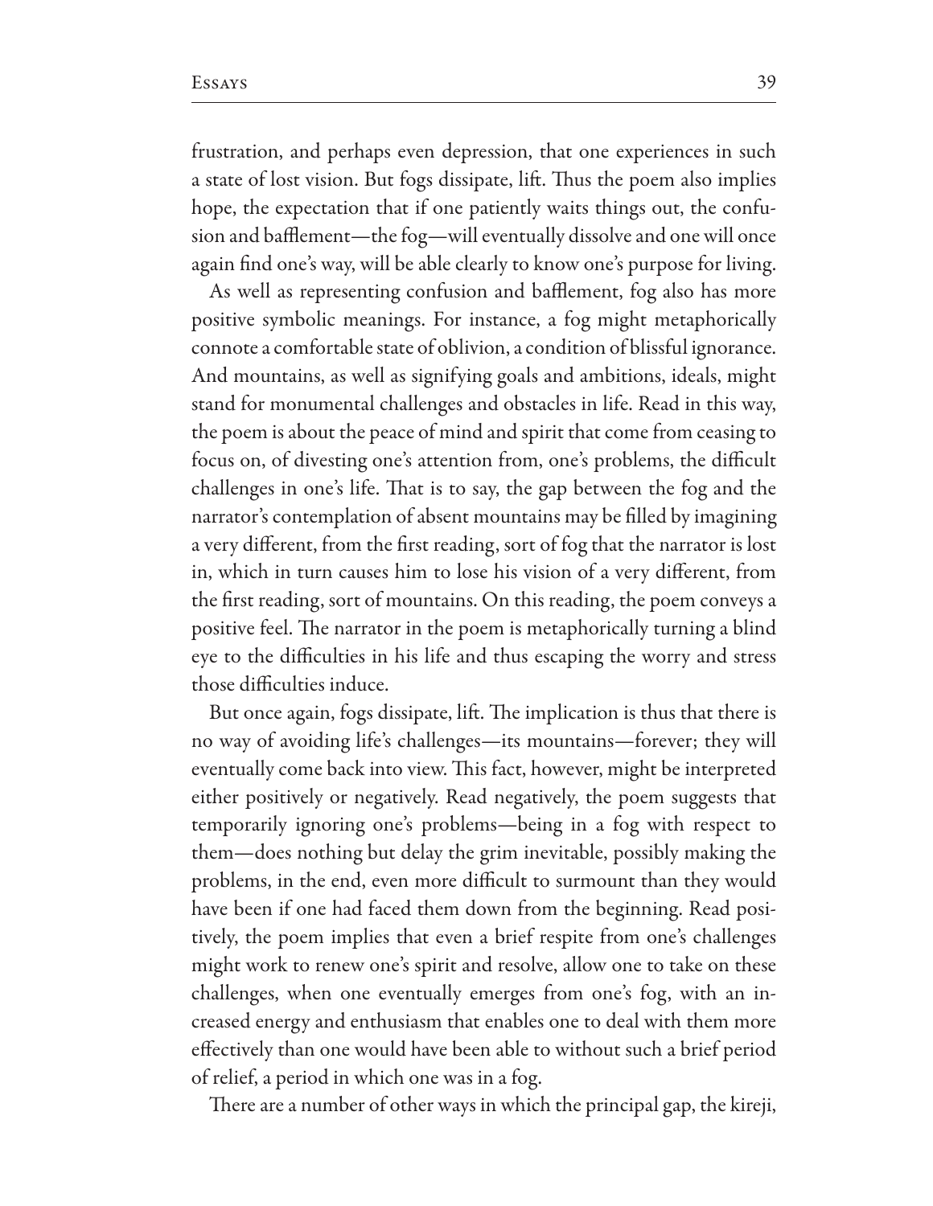frustration, and perhaps even depression, that one experiences in such a state of lost vision. But fogs dissipate, lift. Thus the poem also implies hope, the expectation that if one patiently waits things out, the confusion and bafflement—the fog—will eventually dissolve and one will once again find one's way, will be able clearly to know one's purpose for living.

As well as representing confusion and bafflement, fog also has more positive symbolic meanings. For instance, a fog might metaphorically connote a comfortable state of oblivion, a condition of blissful ignorance. And mountains, as well as signifying goals and ambitions, ideals, might stand for monumental challenges and obstacles in life. Read in this way, the poem is about the peace of mind and spirit that come from ceasing to focus on, of divesting one's attention from, one's problems, the difficult challenges in one's life. That is to say, the gap between the fog and the narrator's contemplation of absent mountains may be filled by imagining a very different, from the first reading, sort of fog that the narrator is lost in, which in turn causes him to lose his vision of a very different, from the first reading, sort of mountains. On this reading, the poem conveys a positive feel. The narrator in the poem is metaphorically turning a blind eye to the difficulties in his life and thus escaping the worry and stress those difficulties induce.

But once again, fogs dissipate, lift. The implication is thus that there is no way of avoiding life's challenges—its mountains—forever; they will eventually come back into view. This fact, however, might be interpreted either positively or negatively. Read negatively, the poem suggests that temporarily ignoring one's problems—being in a fog with respect to them—does nothing but delay the grim inevitable, possibly making the problems, in the end, even more difficult to surmount than they would have been if one had faced them down from the beginning. Read positively, the poem implies that even a brief respite from one's challenges might work to renew one's spirit and resolve, allow one to take on these challenges, when one eventually emerges from one's fog, with an increased energy and enthusiasm that enables one to deal with them more effectively than one would have been able to without such a brief period of relief, a period in which one was in a fog.

There are a number of other ways in which the principal gap, the kireji,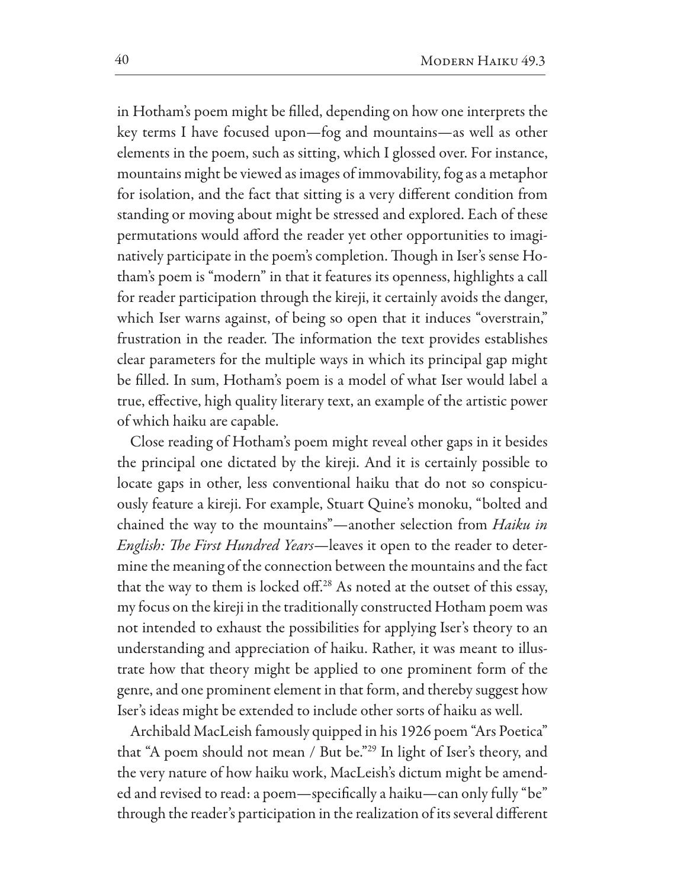in Hotham's poem might be filled, depending on how one interprets the key terms I have focused upon—fog and mountains—as well as other elements in the poem, such as sitting, which I glossed over. For instance, mountains might be viewed as images of immovability, fog as a metaphor for isolation, and the fact that sitting is a very different condition from standing or moving about might be stressed and explored. Each of these permutations would afford the reader yet other opportunities to imaginatively participate in the poem's completion. Though in Iser's sense Hotham's poem is "modern" in that it features its openness, highlights a call for reader participation through the kireji, it certainly avoids the danger, which Iser warns against, of being so open that it induces "overstrain," frustration in the reader. The information the text provides establishes clear parameters for the multiple ways in which its principal gap might be filled. In sum, Hotham's poem is a model of what Iser would label a true, effective, high quality literary text, an example of the artistic power of which haiku are capable.

Close reading of Hotham's poem might reveal other gaps in it besides the principal one dictated by the kireji. And it is certainly possible to locate gaps in other, less conventional haiku that do not so conspicuously feature a kireji. For example, Stuart Quine's monoku, "bolted and chained the way to the mountains"—another selection from *Haiku in English: The First Hundred Years*—leaves it open to the reader to determine the meaning of the connection between the mountains and the fact that the way to them is locked off.[28] As noted at the outset of this essay, my focus on the kireji in the traditionally constructed Hotham poem was not intended to exhaust the possibilities for applying Iser's theory to an understanding and appreciation of haiku. Rather, it was meant to illustrate how that theory might be applied to one prominent form of the genre, and one prominent element in that form, and thereby suggest how Iser's ideas might be extended to include other sorts of haiku as well.

Archibald MacLeish famously quipped in his 1926 poem "Ars Poetica" that "A poem should not mean / But be."[29] In light of Iser's theory, and the very nature of how haiku work, MacLeish's dictum might be amended and revised to read: a poem—specifically a haiku—can only fully "be" through the reader's participation in the realization of its several different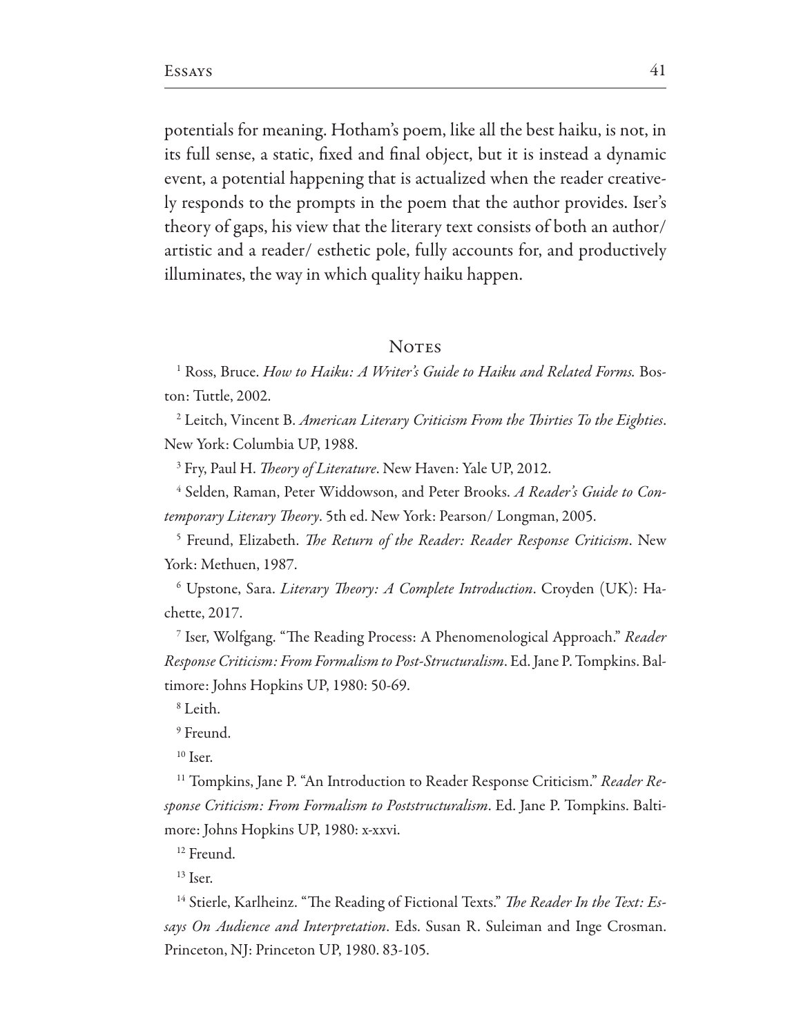potentials for meaning. Hotham's poem, like all the best haiku, is not, in its full sense, a static, fixed and final object, but it is instead a dynamic event, a potential happening that is actualized when the reader creatively responds to the prompts in the poem that the author provides. Iser's theory of gaps, his view that the literary text consists of both an author/ artistic and a reader/ esthetic pole, fully accounts for, and productively illuminates, the way in which quality haiku happen.

## Notes

[1] Ross, Bruce. *How to Haiku: A Writer's Guide to Haiku and Related Forms.* Boston: Tuttle, 2002.

[2] Leitch, Vincent B. *American Literary Criticism From the Thirties To the Eighties*. New York: Columbia UP, 1988.

[3] Fry, Paul H. *Theory of Literature*. New Haven: Yale UP, 2012.

[4] Selden, Raman, Peter Widdowson, and Peter Brooks. *A Reader's Guide to Contemporary Literary Theory*. 5th ed. New York: Pearson/ Longman, 2005.

[5] Freund, Elizabeth. *The Return of the Reader: Reader Response Criticism*. New York: Methuen, 1987.

[6] Upstone, Sara. *Literary Theory: A Complete Introduction*. Croyden (UK): Hachette, 2017.

[7] Iser, Wolfgang. "The Reading Process: A Phenomenological Approach." *Reader Response Criticism: From Formalism to Post-Structuralism*. Ed. Jane P. Tompkins. Baltimore: Johns Hopkins UP, 1980: 50-69.

[8] Leith.

[9] Freund.

[10] Iser.

[11] Tompkins, Jane P. "An Introduction to Reader Response Criticism." *Reader Response Criticism: From Formalism to Poststructuralism*. Ed. Jane P. Tompkins. Baltimore: Johns Hopkins UP, 1980: x-xxvi.

[12] Freund.

[13] Iser.

[14] Stierle, Karlheinz. "The Reading of Fictional Texts." *The Reader In the Text: Essays On Audience and Interpretation*. Eds. Susan R. Suleiman and Inge Crosman. Princeton, NJ: Princeton UP, 1980. 83-105.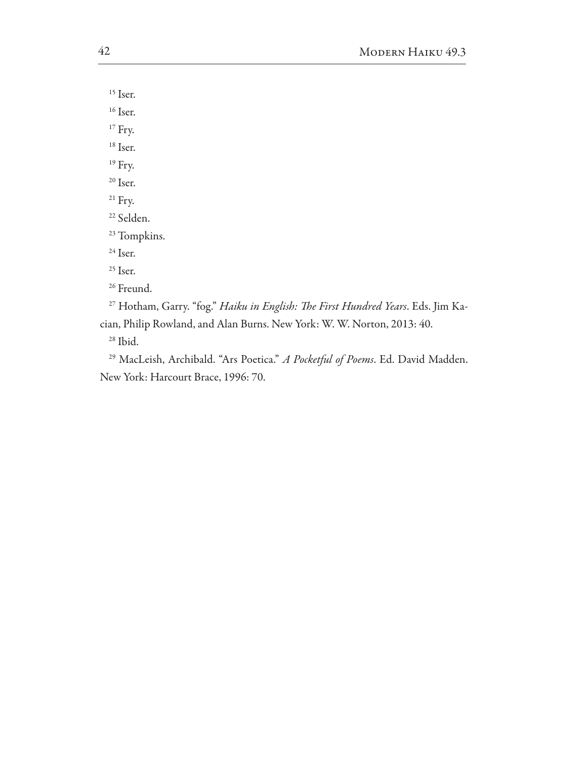[15] Iser.

[16] Iser.

[17] Fry.

[18] Iser.

[19] Fry.

[20] Iser.

[21] Fry.

[22] Selden.

[23] Tompkins.

[24] Iser.

[25] Iser.

[26] Freund.

[27] Hotham, Garry. "fog." *Haiku in English: The First Hundred Years*. Eds. Jim Kacian, Philip Rowland, and Alan Burns. New York: W. W. Norton, 2013: 40.

[28] Ibid.

[29] MacLeish, Archibald. "Ars Poetica." *A Pocketful of Poems*. Ed. David Madden. New York: Harcourt Brace, 1996: 70.